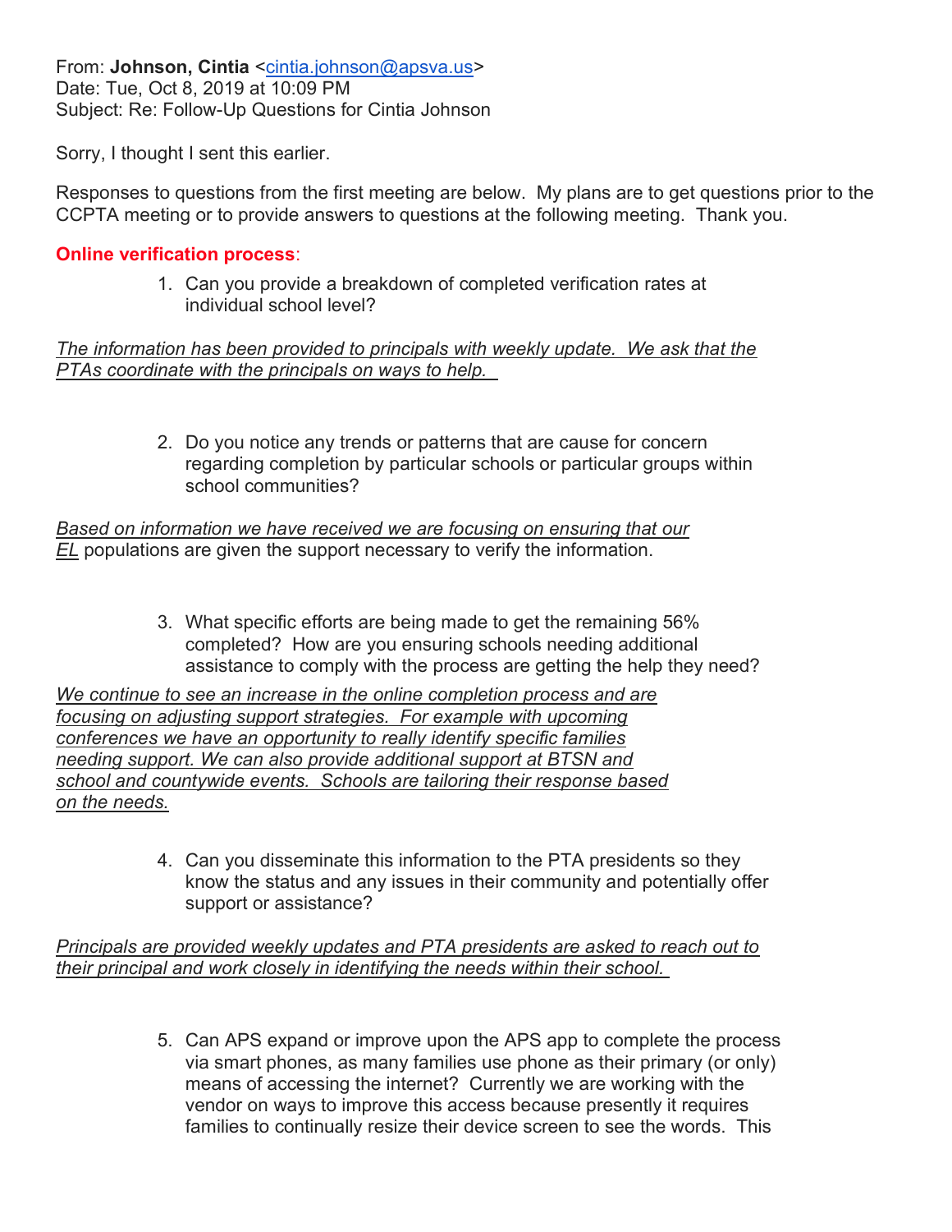From: **Johnson, Cintia** <cintia.johnson@apsva.us>
Date: Tue, Oct 8, 2019 at 10:09 PM
Subject: Re: Follow-Up Questions for Cintia Johnson

Sorry, I thought I sent this earlier.

Responses to questions from the first meeting are below. My plans are to get questions prior to the CCPTA meeting or to provide answers to questions at the following meeting. Thank you.

**Online verification process**:

1. Can you provide a breakdown of completed verification rates at individual school level?

*The information has been provided to principals with weekly update. We ask that the PTAs coordinate with the principals on ways to help.*

2. Do you notice any trends or patterns that are cause for concern regarding completion by particular schools or particular groups within school communities?

*Based on information we have received we are focusing on ensuring that our EL* populations are given the support necessary to verify the information.

3. What specific efforts are being made to get the remaining 56% completed? How are you ensuring schools needing additional assistance to comply with the process are getting the help they need?

*We continue to see an increase in the online completion process and are focusing on adjusting support strategies. For example with upcoming conferences we have an opportunity to really identify specific families needing support. We can also provide additional support at BTSN and school and countywide events. Schools are tailoring their response based on the needs.*

4. Can you disseminate this information to the PTA presidents so they know the status and any issues in their community and potentially offer support or assistance?

*Principals are provided weekly updates and PTA presidents are asked to reach out to their principal and work closely in identifying the needs within their school.*

5. Can APS expand or improve upon the APS app to complete the process via smart phones, as many families use phone as their primary (or only) means of accessing the internet? Currently we are working with the vendor on ways to improve this access because presently it requires families to continually resize their device screen to see the words. This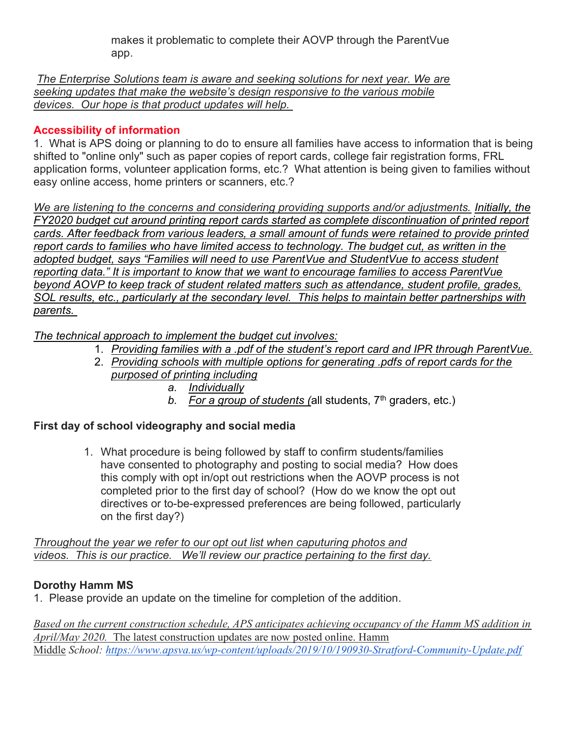makes it problematic to complete their AOVP through the ParentVue app.

*The Enterprise Solutions team is aware and seeking solutions for next year. We are seeking updates that make the website's design responsive to the various mobile devices. Our hope is that product updates will help.*

### Accessibility of information

1. What is APS doing or planning to do to ensure all families have access to information that is being shifted to "online only" such as paper copies of report cards, college fair registration forms, FRL application forms, volunteer application forms, etc.? What attention is being given to families without easy online access, home printers or scanners, etc.?

*We are listening to the concerns and considering providing supports and/or adjustments. Initially, the FY2020 budget cut around printing report cards started as complete discontinuation of printed report cards. After feedback from various leaders, a small amount of funds were retained to provide printed report cards to families who have limited access to technology. The budget cut, as written in the adopted budget, says "Families will need to use ParentVue and StudentVue to access student reporting data." It is important to know that we want to encourage families to access ParentVue beyond AOVP to keep track of student related matters such as attendance, student profile, grades, SOL results, etc., particularly at the secondary level. This helps to maintain better partnerships with parents.*

*The technical approach to implement the budget cut involves:*

1. *Providing families with a .pdf of the student's report card and IPR through ParentVue.*
2. *Providing schools with multiple options for generating .pdfs of report cards for the purposed of printing including*
    a. *Individually*
    b. *For a group of students (*all students, 7th graders, etc.)

### First day of school videography and social media

1. What procedure is being followed by staff to confirm students/families have consented to photography and posting to social media? How does this comply with opt in/opt out restrictions when the AOVP process is not completed prior to the first day of school? (How do we know the opt out directives or to-be-expressed preferences are being followed, particularly on the first day?)

*Throughout the year we refer to our opt out list when caputuring photos and videos. This is our practice. We'll review our practice pertaining to the first day.*

### Dorothy Hamm MS

1. Please provide an update on the timeline for completion of the addition.

*Based on the current construction schedule, APS anticipates achieving occupancy of the Hamm MS addition in April/May 2020.* The latest construction updates are now posted online. Hamm Middle *School: https://www.apsva.us/wp-content/uploads/2019/10/190930-Stratford-Community-Update.pdf*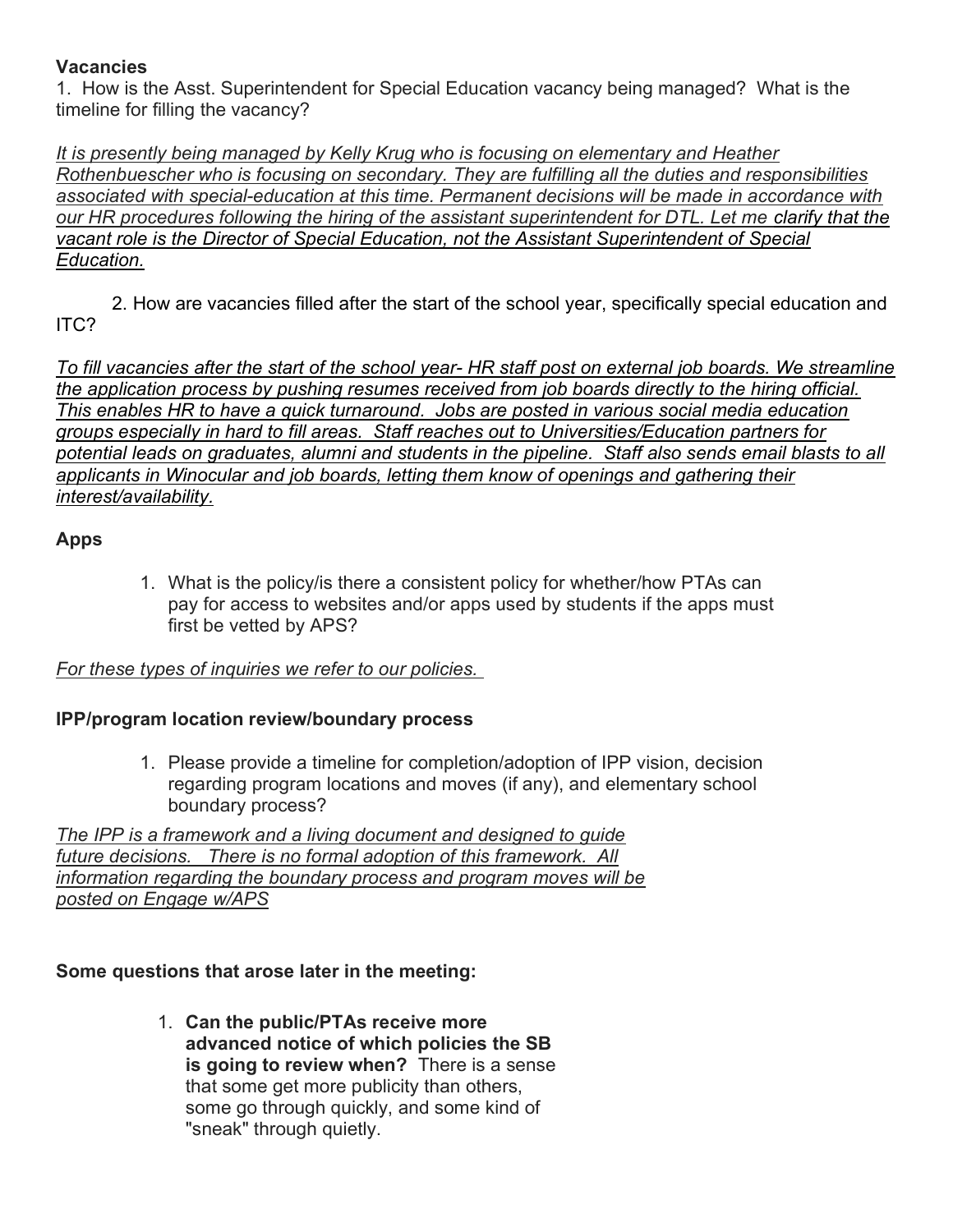**Vacancies**

1. How is the Asst. Superintendent for Special Education vacancy being managed? What is the timeline for filling the vacancy?

*It is presently being managed by Kelly Krug who is focusing on elementary and Heather Rothenbuescher who is focusing on secondary. They are fulfilling all the duties and responsibilities associated with special-education at this time. Permanent decisions will be made in accordance with our HR procedures following the hiring of the assistant superintendent for DTL. Let me clarify that the vacant role is the Director of Special Education, not the Assistant Superintendent of Special Education.*

2. How are vacancies filled after the start of the school year, specifically special education and ITC?

*To fill vacancies after the start of the school year- HR staff post on external job boards. We streamline the application process by pushing resumes received from job boards directly to the hiring official. This enables HR to have a quick turnaround. Jobs are posted in various social media education groups especially in hard to fill areas. Staff reaches out to Universities/Education partners for potential leads on graduates, alumni and students in the pipeline. Staff also sends email blasts to all applicants in Winocular and job boards, letting them know of openings and gathering their interest/availability.*

**Apps**

1. What is the policy/is there a consistent policy for whether/how PTAs can pay for access to websites and/or apps used by students if the apps must first be vetted by APS?

*For these types of inquiries we refer to our policies.*

**IPP/program location review/boundary process**

1. Please provide a timeline for completion/adoption of IPP vision, decision regarding program locations and moves (if any), and elementary school boundary process?

*The IPP is a framework and a living document and designed to guide future decisions. There is no formal adoption of this framework. All information regarding the boundary process and program moves will be posted on Engage w/APS*

**Some questions that arose later in the meeting:**

1. **Can the public/PTAs receive more advanced notice of which policies the SB is going to review when?** There is a sense that some get more publicity than others, some go through quickly, and some kind of "sneak" through quietly.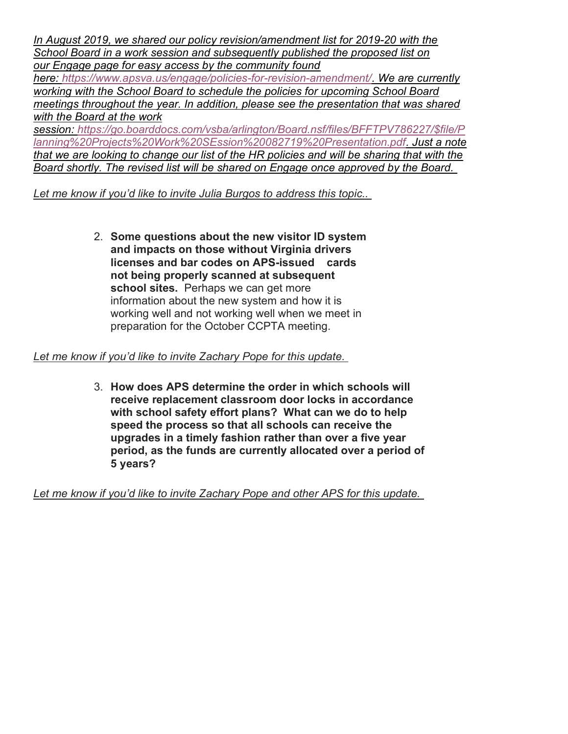*In August 2019, we shared our policy revision/amendment list for 2019-20 with the School Board in a work session and subsequently published the proposed list on our Engage page for easy access by the community found here: https://www.apsva.us/engage/policies-for-revision-amendment/. We are currently working with the School Board to schedule the policies for upcoming School Board meetings throughout the year. In addition, please see the presentation that was shared with the Board at the work session: https://go.boarddocs.com/vsba/arlington/Board.nsf/files/BFFTPV786227/$file/Planning%20Projects%20Work%20SEssion%20082719%20Presentation.pdf. Just a note that we are looking to change our list of the HR policies and will be sharing that with the Board shortly. The revised list will be shared on Engage once approved by the Board.*

*Let me know if you'd like to invite Julia Burgos to address this topic..*

2. **Some questions about the new visitor ID system and impacts on those without Virginia drivers licenses and bar codes on APS-issued cards not being properly scanned at subsequent school sites.** Perhaps we can get more information about the new system and how it is working well and not working well when we meet in preparation for the October CCPTA meeting.

*Let me know if you'd like to invite Zachary Pope for this update.*

3. **How does APS determine the order in which schools will receive replacement classroom door locks in accordance with school safety effort plans? What can we do to help speed the process so that all schools can receive the upgrades in a timely fashion rather than over a five year period, as the funds are currently allocated over a period of 5 years?**

*Let me know if you'd like to invite Zachary Pope and other APS for this update.*